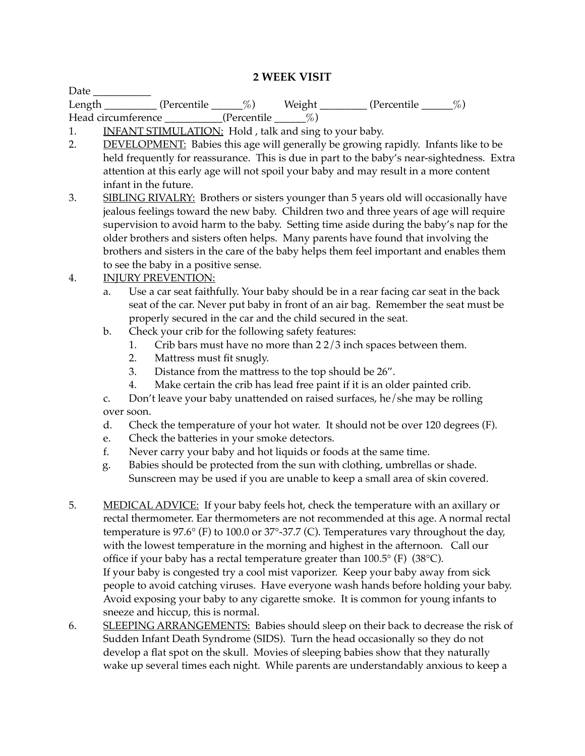# 2 WEEK VISIT

Date ___________

Length __________ (Percentile ______%)    Weight _________ (Percentile ______%)

Head circumference ___________(Percentile ______%)

1. INFANT STIMULATION: Hold , talk and sing to your baby.
2. DEVELOPMENT: Babies this age will generally be growing rapidly. Infants like to be held frequently for reassurance. This is due in part to the baby's near-sightedness. Extra attention at this early age will not spoil your baby and may result in a more content infant in the future.
3. SIBLING RIVALRY: Brothers or sisters younger than 5 years old will occasionally have jealous feelings toward the new baby. Children two and three years of age will require supervision to avoid harm to the baby. Setting time aside during the baby's nap for the older brothers and sisters often helps. Many parents have found that involving the brothers and sisters in the care of the baby helps them feel important and enables them to see the baby in a positive sense.
4. INJURY PREVENTION:
   a. Use a car seat faithfully. Your baby should be in a rear facing car seat in the back seat of the car. Never put baby in front of an air bag. Remember the seat must be properly secured in the car and the child secured in the seat.
   b. Check your crib for the following safety features:
      1. Crib bars must have no more than 2 2/3 inch spaces between them.
      2. Mattress must fit snugly.
      3. Distance from the mattress to the top should be 26".
      4. Make certain the crib has lead free paint if it is an older painted crib.
   c. Don't leave your baby unattended on raised surfaces, he/she may be rolling over soon.
   d. Check the temperature of your hot water. It should not be over 120 degrees (F).
   e. Check the batteries in your smoke detectors.
   f. Never carry your baby and hot liquids or foods at the same time.
   g. Babies should be protected from the sun with clothing, umbrellas or shade. Sunscreen may be used if you are unable to keep a small area of skin covered.
5. MEDICAL ADVICE: If your baby feels hot, check the temperature with an axillary or rectal thermometer. Ear thermometers are not recommended at this age. A normal rectal temperature is 97.6° (F) to 100.0 or 37°-37.7 (C). Temperatures vary throughout the day, with the lowest temperature in the morning and highest in the afternoon. Call our office if your baby has a rectal temperature greater than 100.5° (F) (38°C).
   If your baby is congested try a cool mist vaporizer. Keep your baby away from sick people to avoid catching viruses. Have everyone wash hands before holding your baby. Avoid exposing your baby to any cigarette smoke. It is common for young infants to sneeze and hiccup, this is normal.
6. SLEEPING ARRANGEMENTS: Babies should sleep on their back to decrease the risk of Sudden Infant Death Syndrome (SIDS). Turn the head occasionally so they do not develop a flat spot on the skull. Movies of sleeping babies show that they naturally wake up several times each night. While parents are understandably anxious to keep a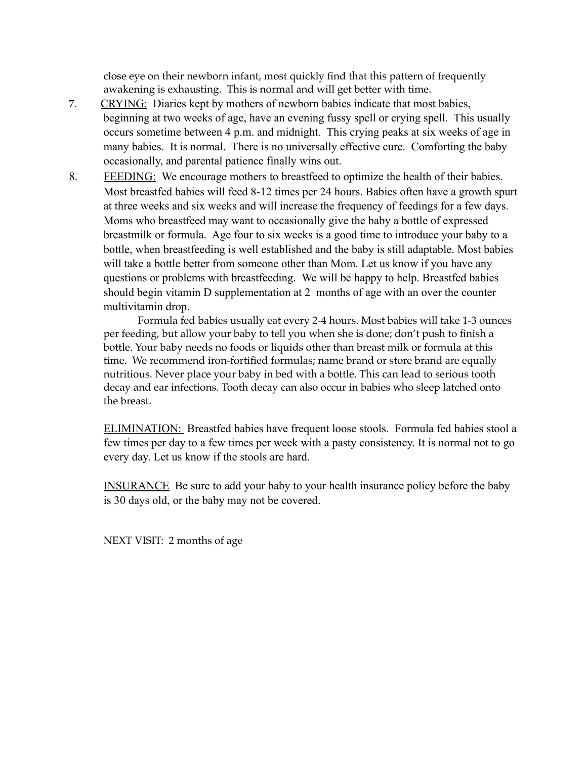close eye on their newborn infant, most quickly find that this pattern of frequently awakening is exhausting. This is normal and will get better with time.

7. CRYING: Diaries kept by mothers of newborn babies indicate that most babies, beginning at two weeks of age, have an evening fussy spell or crying spell. This usually occurs sometime between 4 p.m. and midnight. This crying peaks at six weeks of age in many babies. It is normal. There is no universally effective cure. Comforting the baby occasionally, and parental patience finally wins out.

8. FEEDING: We encourage mothers to breastfeed to optimize the health of their babies. Most breastfed babies will feed 8-12 times per 24 hours. Babies often have a growth spurt at three weeks and six weeks and will increase the frequency of feedings for a few days. Moms who breastfeed may want to occasionally give the baby a bottle of expressed breastmilk or formula. Age four to six weeks is a good time to introduce your baby to a bottle, when breastfeeding is well established and the baby is still adaptable. Most babies will take a bottle better from someone other than Mom. Let us know if you have any questions or problems with breastfeeding. We will be happy to help. Breastfed babies should begin vitamin D supplementation at 2 months of age with an over the counter multivitamin drop.

   Formula fed babies usually eat every 2-4 hours. Most babies will take 1-3 ounces per feeding, but allow your baby to tell you when she is done; don't push to finish a bottle. Your baby needs no foods or liquids other than breast milk or formula at this time. We recommend iron-fortified formulas; name brand or store brand are equally nutritious. Never place your baby in bed with a bottle. This can lead to serious tooth decay and ear infections. Tooth decay can also occur in babies who sleep latched onto the breast.

   ELIMINATION: Breastfed babies have frequent loose stools. Formula fed babies stool a few times per day to a few times per week with a pasty consistency. It is normal not to go every day. Let us know if the stools are hard.

   INSURANCE Be sure to add your baby to your health insurance policy before the baby is 30 days old, or the baby may not be covered.

   NEXT VISIT: 2 months of age